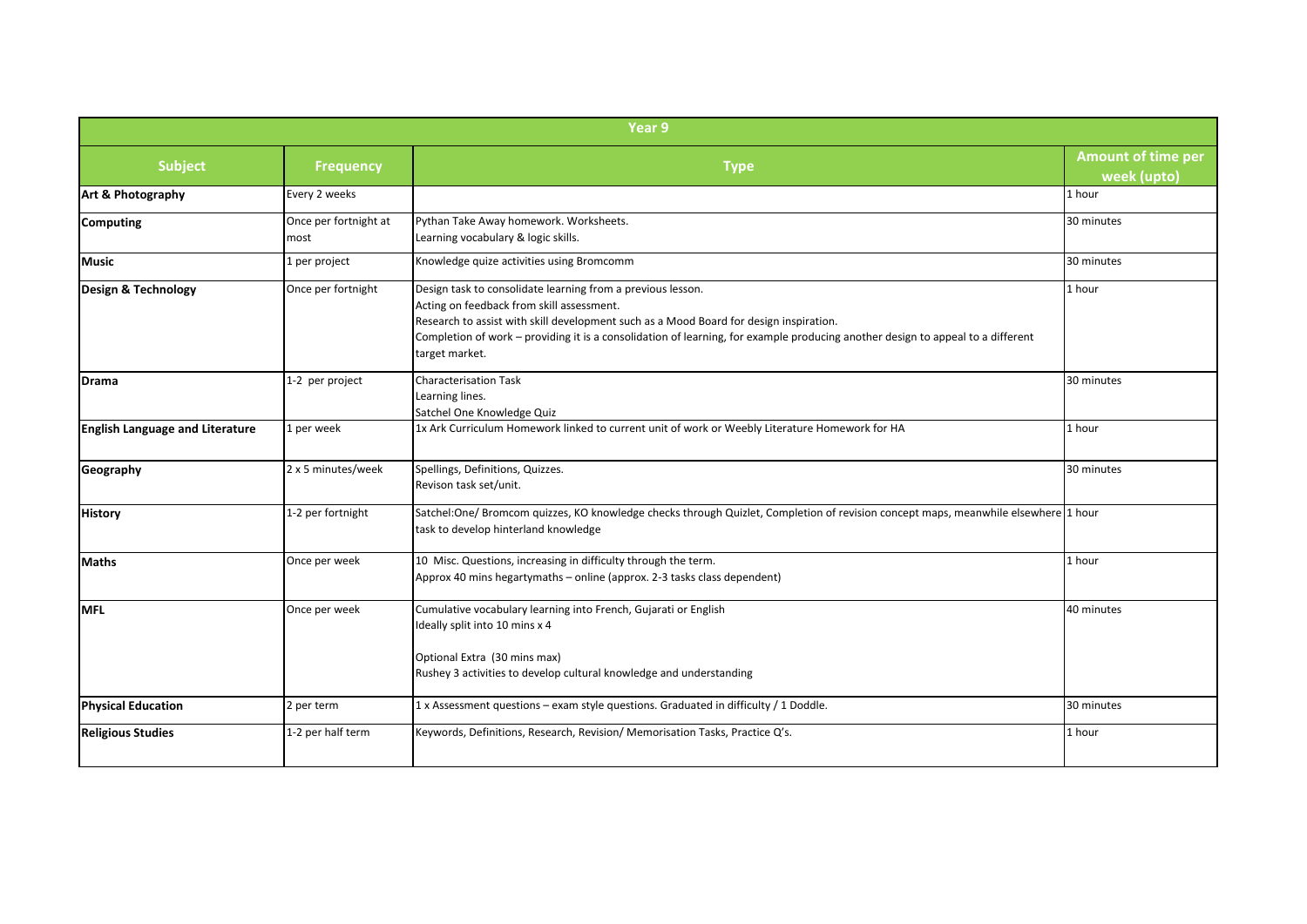| Year 9 | | | |
|---|---|---|---|
| **Subject** | **Frequency** | **Type** | **Amount of time per week (upto)** |
| **Art & Photography** | Every 2 weeks | | 1 hour |
| **Computing** | Once per fortnight at most | Pythan Take Away homework. Worksheets.<br>Learning vocabulary & logic skills. | 30 minutes |
| **Music** | 1 per project | Knowledge quize activities using Bromcomm | 30 minutes |
| **Design & Technology** | Once per fortnight | Design task to consolidate learning from a previous lesson.<br>Acting on feedback from skill assessment.<br>Research to assist with skill development such as a Mood Board for design inspiration.<br>Completion of work – providing it is a consolidation of learning, for example producing another design to appeal to a different target market. | 1 hour |
| **Drama** | 1-2 per project | Characterisation Task<br>Learning lines.<br>Satchel One Knowledge Quiz | 30 minutes |
| **English Language and Literature** | 1 per week | 1x Ark Curriculum Homework linked to current unit of work or Weebly Literature Homework for HA | 1 hour |
| **Geography** | 2 x 5 minutes/week | Spellings, Definitions, Quizzes.<br>Revison task set/unit. | 30 minutes |
| **History** | 1-2 per fortnight | Satchel:One/ Bromcom quizzes, KO knowledge checks through Quizlet, Completion of revision concept maps, meanwhile elsewhere task to develop hinterland knowledge | 1 hour |
| **Maths** | Once per week | 10 Misc. Questions, increasing in difficulty through the term.<br>Approx 40 mins hegartymaths – online (approx. 2-3 tasks class dependent) | 1 hour |
| **MFL** | Once per week | Cumulative vocabulary learning into French, Gujarati or English<br>Ideally split into 10 mins x 4<br><br>Optional Extra (30 mins max)<br>Rushey 3 activities to develop cultural knowledge and understanding | 40 minutes |
| **Physical Education** | 2 per term | 1 x Assessment questions – exam style questions. Graduated in difficulty / 1 Doddle. | 30 minutes |
| **Religious Studies** | 1-2 per half term | Keywords, Definitions, Research, Revision/ Memorisation Tasks, Practice Q's. | 1 hour |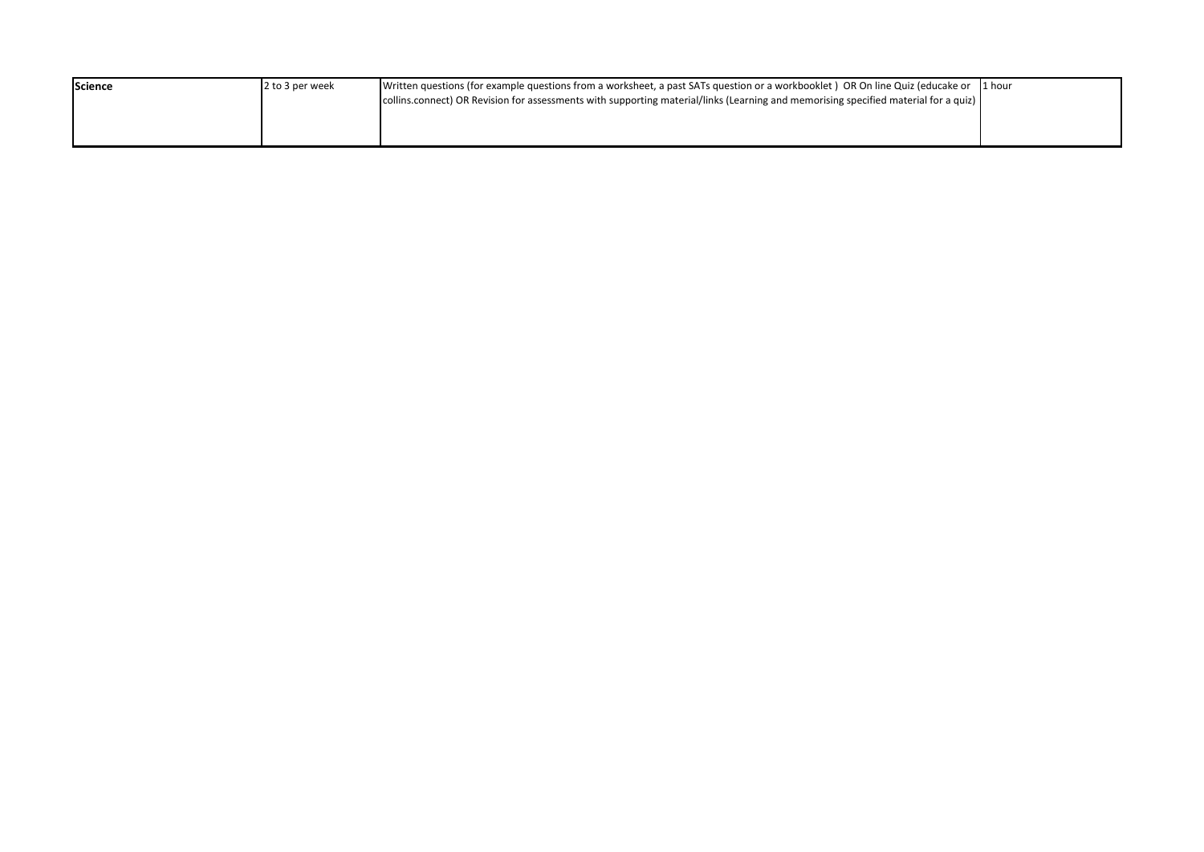| | | | |
|---|---|---|---|
| **Science** | 2 to 3 per week | Written questions (for example questions from a worksheet, a past SATs question or a workbooklet ) OR On line Quiz (educake or collins.connect) OR Revision for assessments with supporting material/links (Learning and memorising specified material for a quiz) | 1 hour |